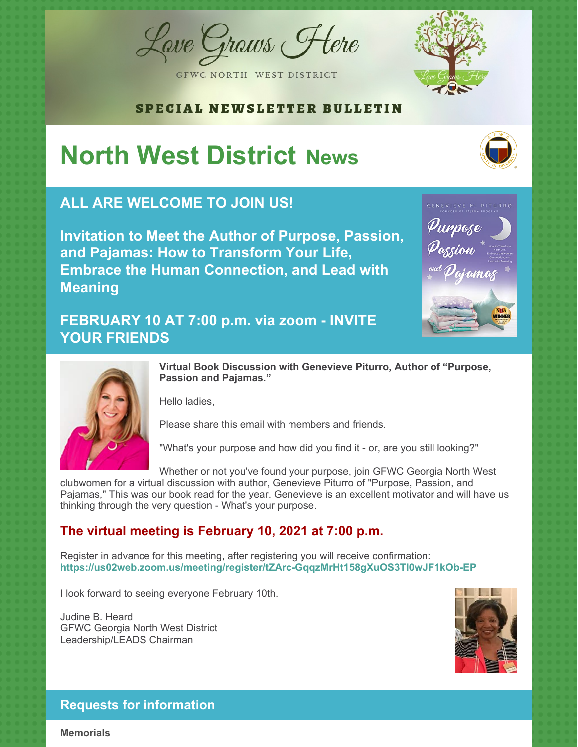# Love Grows Here

GFWC NORTH WEST DISTRICT

**SPECIAL NEWSLETTER BULLETIN**

# North West District News

## ALL ARE WELCOME TO JOIN US!

## Invitation to Meet the Author of Purpose, Passion, and Pajamas: How to Transform Your Life, Embrace the Human Connection, and Lead with Meaning

## FEBRUARY 10 AT 7:00 p.m. via zoom - INVITE YOUR FRIENDS

**Virtual Book Discussion with Genevieve Piturro, Author of "Purpose, Passion and Pajamas."**

Hello ladies,

Please share this email with members and friends.

"What's your purpose and how did you find it - or, are you still looking?"

Whether or not you've found your purpose, join GFWC Georgia North West clubwomen for a virtual discussion with author, Genevieve Piturro of "Purpose, Passion, and Pajamas," This was our book read for the year. Genevieve is an excellent motivator and will have us thinking through the very question - What's your purpose.

### The virtual meeting is February 10, 2021 at 7:00 p.m.

Register in advance for this meeting, after registering you will receive confirmation:
**https://us02web.zoom.us/meeting/register/tZArc-GqqzMrHt158gXuOS3Tl0wJF1kOb-EP**

I look forward to seeing everyone February 10th.

Judine B. Heard
GFWC Georgia North West District
Leadership/LEADS Chairman

## Requests for information

**Memorials**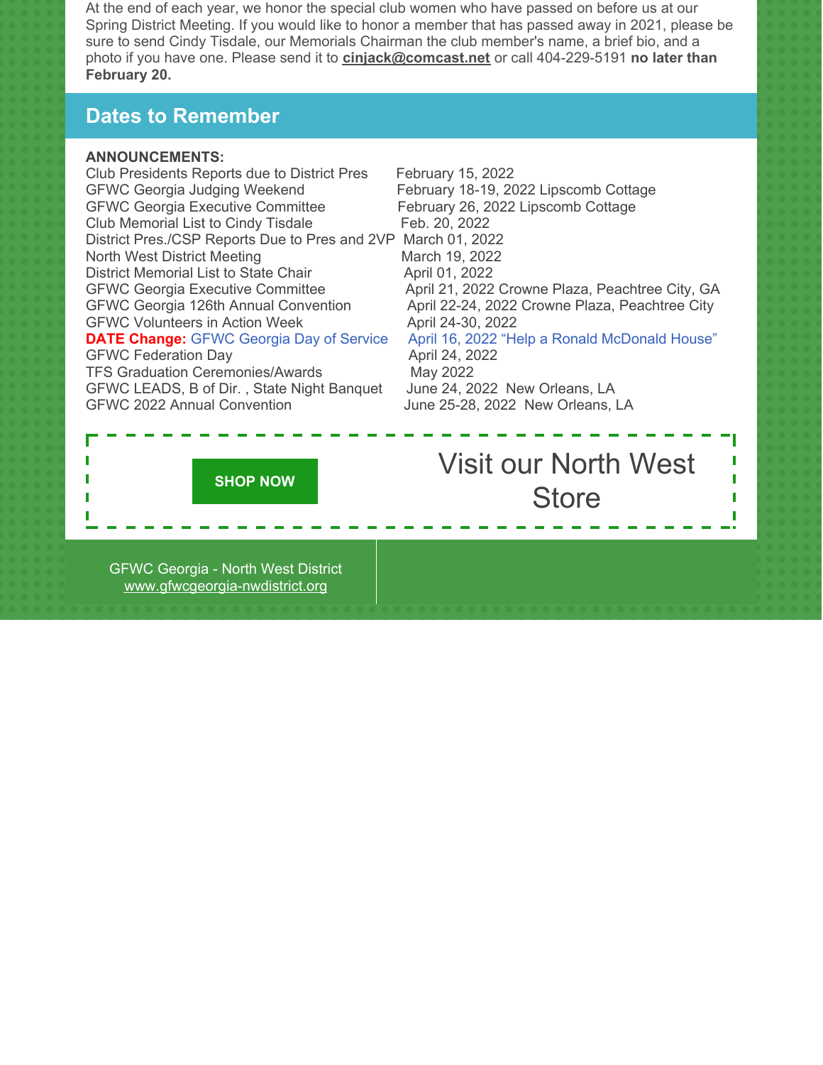At the end of each year, we honor the special club women who have passed on before us at our Spring District Meeting. If you would like to honor a member that has passed away in 2021, please be sure to send Cindy Tisdale, our Memorials Chairman the club member's name, a brief bio, and a photo if you have one. Please send it to **cinjack@comcast.net** or call 404-229-5191 **no later than February 20.**

## Dates to Remember

**ANNOUNCEMENTS:**

| | |
|---|---|
| Club Presidents Reports due to District Pres | February 15, 2022 |
| GFWC Georgia Judging Weekend | February 18-19, 2022 Lipscomb Cottage |
| GFWC Georgia Executive Committee | February 26, 2022 Lipscomb Cottage |
| Club Memorial List to Cindy Tisdale | Feb. 20, 2022 |
| District Pres./CSP Reports Due to Pres and 2VP | March 01, 2022 |
| North West District Meeting | March 19, 2022 |
| District Memorial List to State Chair | April 01, 2022 |
| GFWC Georgia Executive Committee | April 21, 2022 Crowne Plaza, Peachtree City, GA |
| GFWC Georgia 126th Annual Convention | April 22-24, 2022 Crowne Plaza, Peachtree City |
| GFWC Volunteers in Action Week | April 24-30, 2022 |
| **DATE Change:** GFWC Georgia Day of Service | April 16, 2022 "Help a Ronald McDonald House" |
| GFWC Federation Day | April 24, 2022 |
| TFS Graduation Ceremonies/Awards | May 2022 |
| GFWC LEADS, B of Dir. , State Night Banquet | June 24, 2022 New Orleans, LA |
| GFWC 2022 Annual Convention | June 25-28, 2022 New Orleans, LA |

**SHOP NOW**

Visit our North West Store

GFWC Georgia - North West District
www.gfwcgeorgia-nwdistrict.org